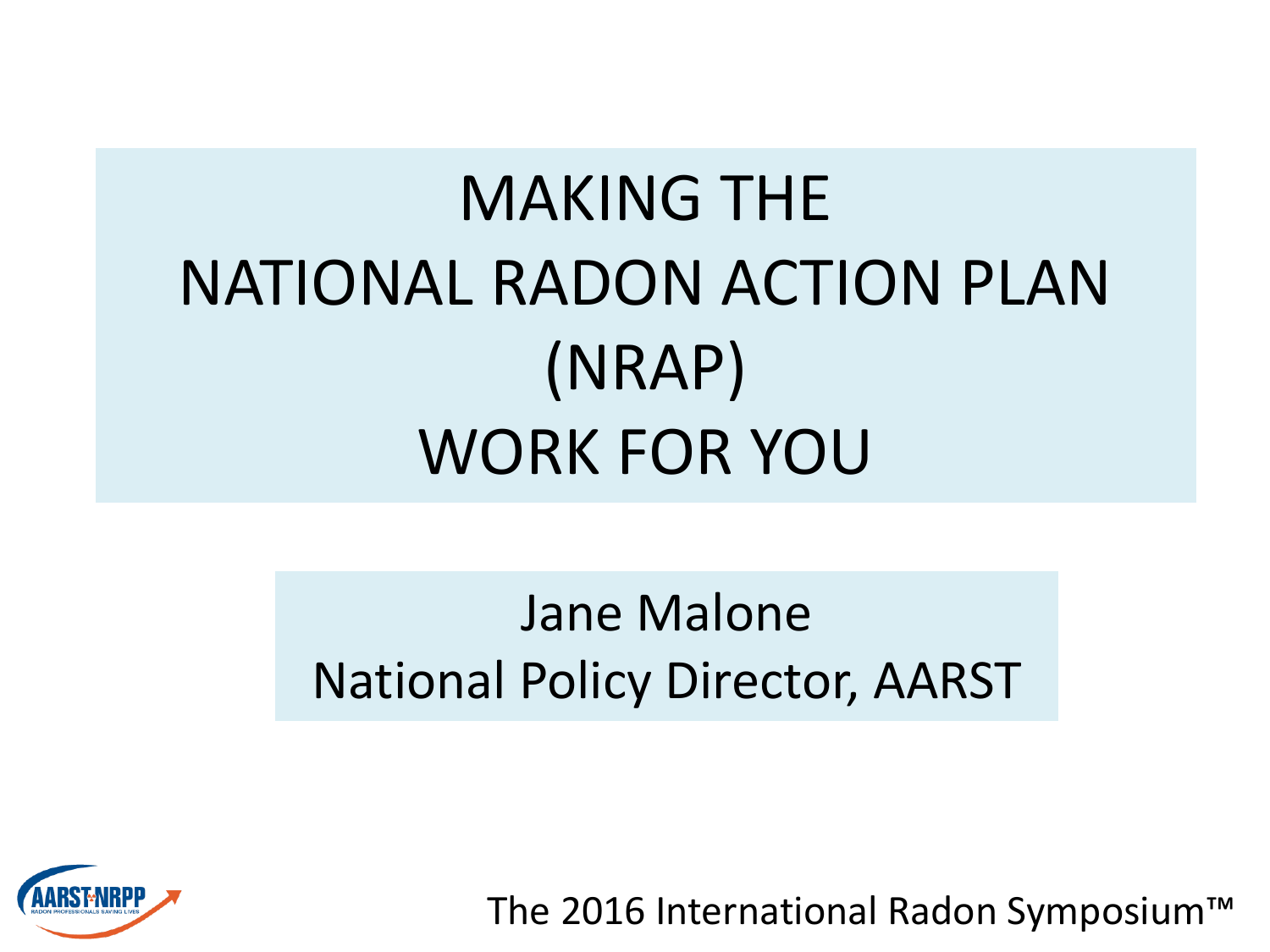# MAKING THE NATIONAL RADON ACTION PLAN (NRAP) WORK FOR YOU

Jane Malone
National Policy Director, AARST

AARST-NRPP
RADON PROFESSIONALS SAVING LIVES

The 2016 International Radon Symposium™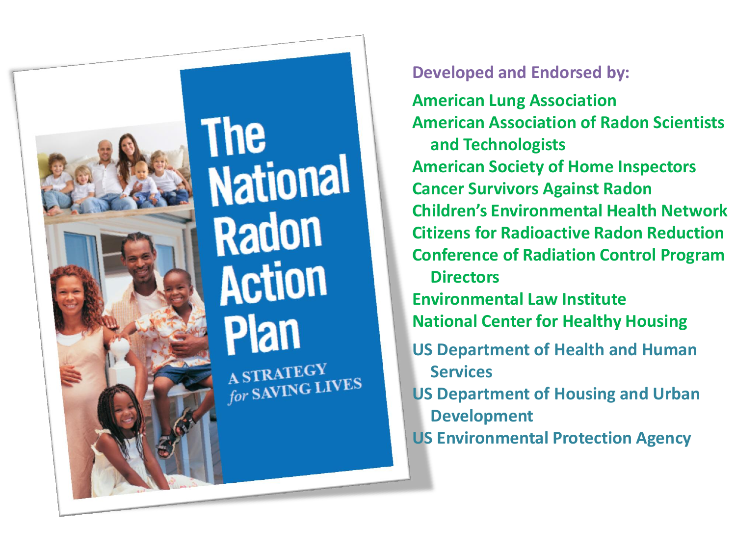The National Radon Action Plan

A STRATEGY *for* SAVING LIVES

**Developed and Endorsed by:**

- American Lung Association
- American Association of Radon Scientists and Technologists
- American Society of Home Inspectors
- Cancer Survivors Against Radon
- Children's Environmental Health Network
- Citizens for Radioactive Radon Reduction
- Conference of Radiation Control Program Directors
- Environmental Law Institute
- National Center for Healthy Housing
- US Department of Health and Human Services
- US Department of Housing and Urban Development
- US Environmental Protection Agency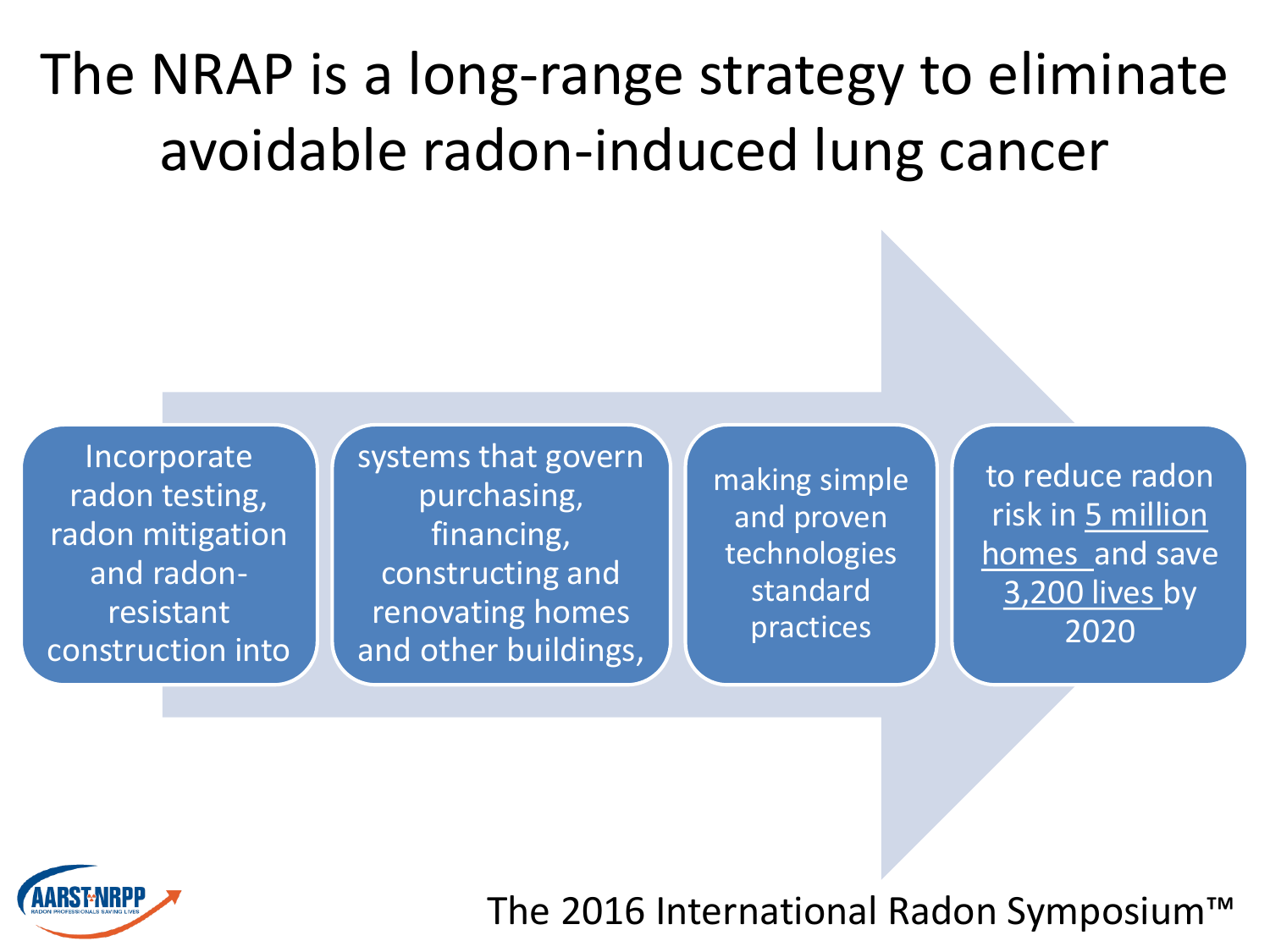# The NRAP is a long-range strategy to eliminate avoidable radon-induced lung cancer

Incorporate radon testing, radon mitigation and radon-resistant construction into

systems that govern purchasing, financing, constructing and renovating homes and other buildings,

making simple and proven technologies standard practices

to reduce radon risk in 5 million homes and save 3,200 lives by 2020

The 2016 International Radon Symposium™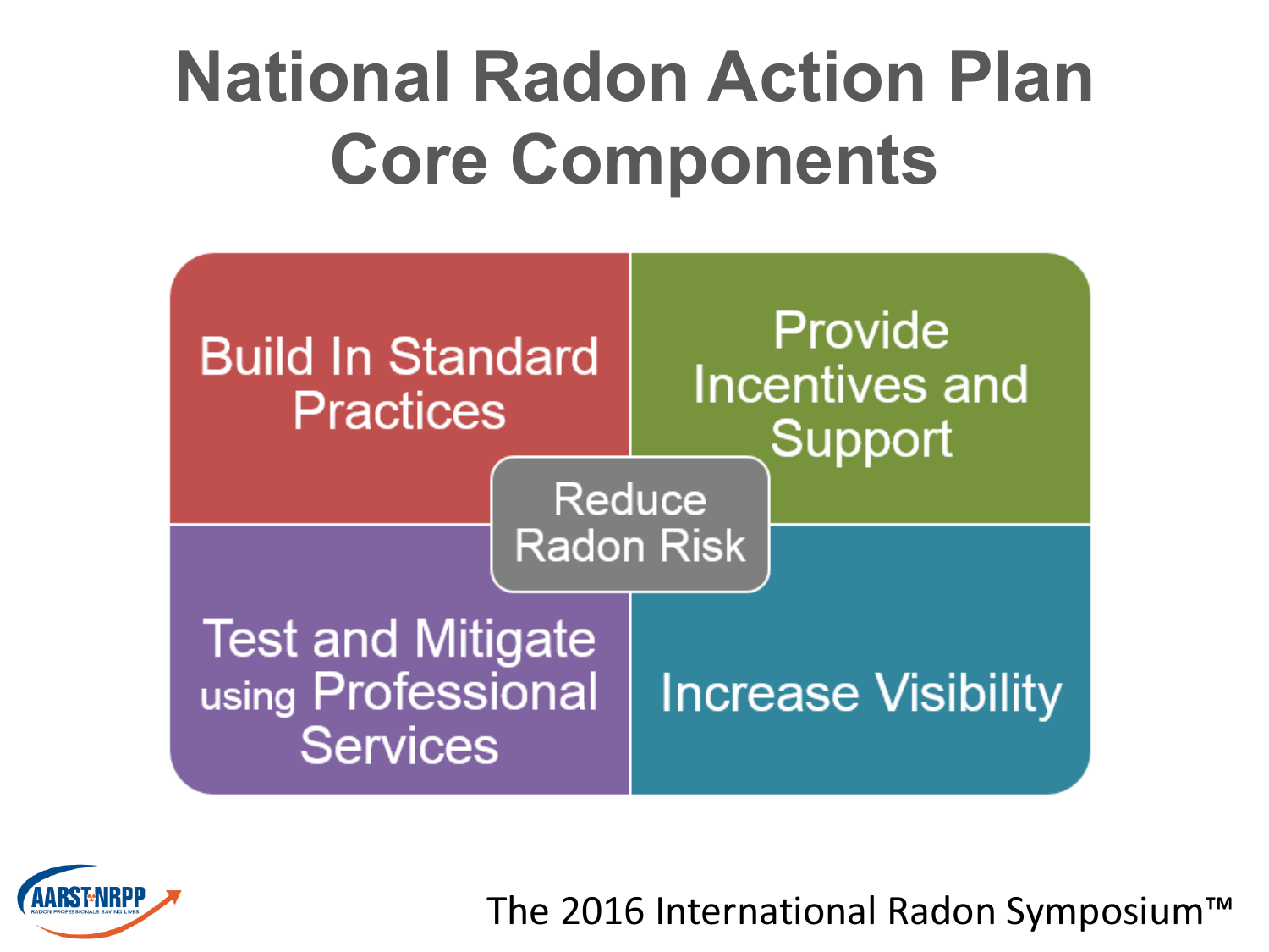# National Radon Action Plan Core Components

- Build In Standard Practices
- Provide Incentives and Support
- Reduce Radon Risk
- Test and Mitigate using Professional Services
- Increase Visibility

The 2016 International Radon Symposium™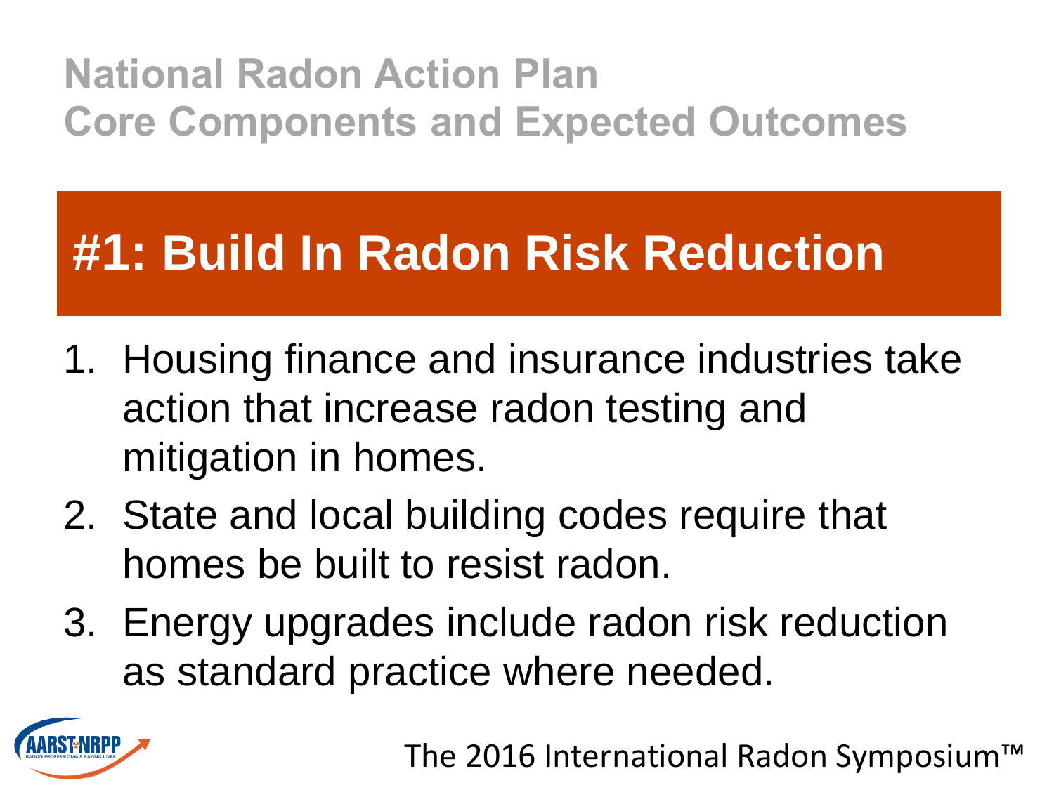# National Radon Action Plan
# Core Components and Expected Outcomes

## #1: Build In Radon Risk Reduction

1. Housing finance and insurance industries take action that increase radon testing and mitigation in homes.
2. State and local building codes require that homes be built to resist radon.
3. Energy upgrades include radon risk reduction as standard practice where needed.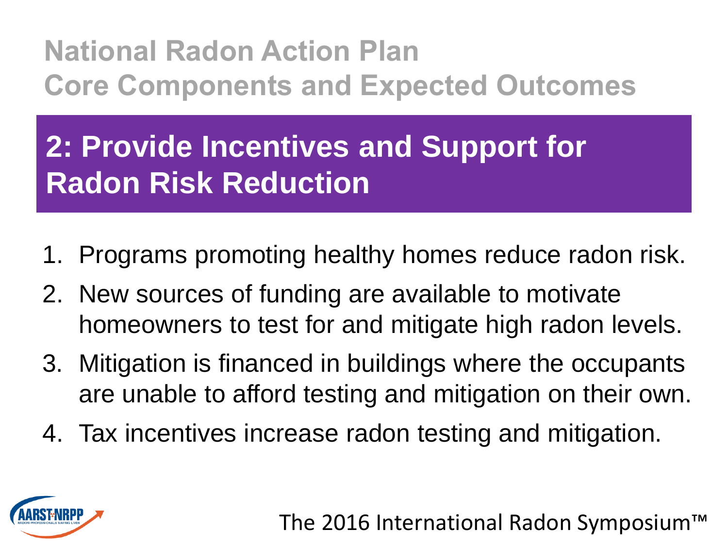# National Radon Action Plan
# Core Components and Expected Outcomes

## 2: Provide Incentives and Support for Radon Risk Reduction

1. Programs promoting healthy homes reduce radon risk.
2. New sources of funding are available to motivate homeowners to test for and mitigate high radon levels.
3. Mitigation is financed in buildings where the occupants are unable to afford testing and mitigation on their own.
4. Tax incentives increase radon testing and mitigation.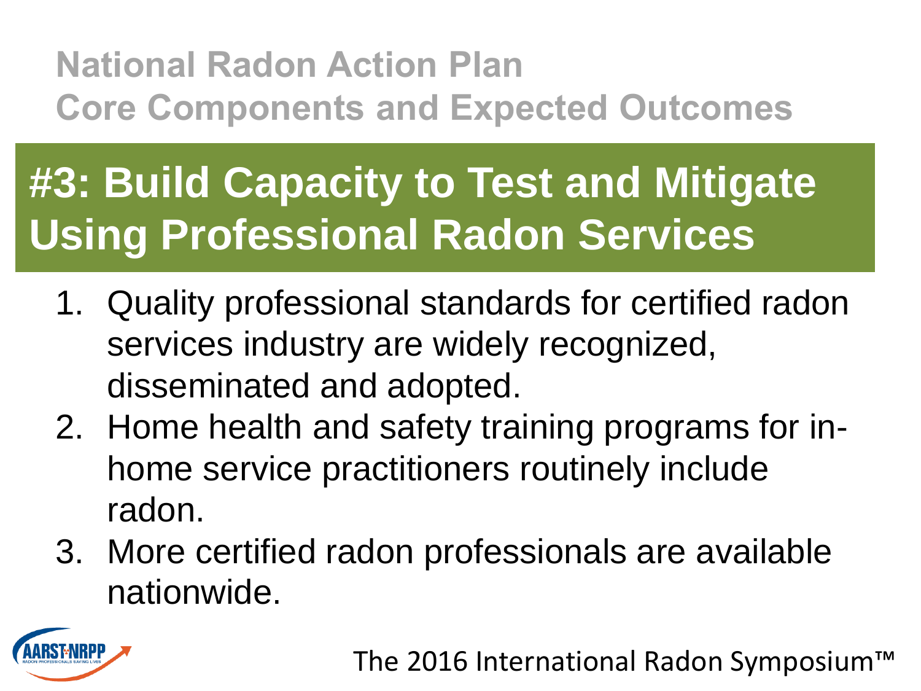# National Radon Action Plan
# Core Components and Expected Outcomes

## #3: Build Capacity to Test and Mitigate Using Professional Radon Services

1. Quality professional standards for certified radon services industry are widely recognized, disseminated and adopted.
2. Home health and safety training programs for in-home service practitioners routinely include radon.
3. More certified radon professionals are available nationwide.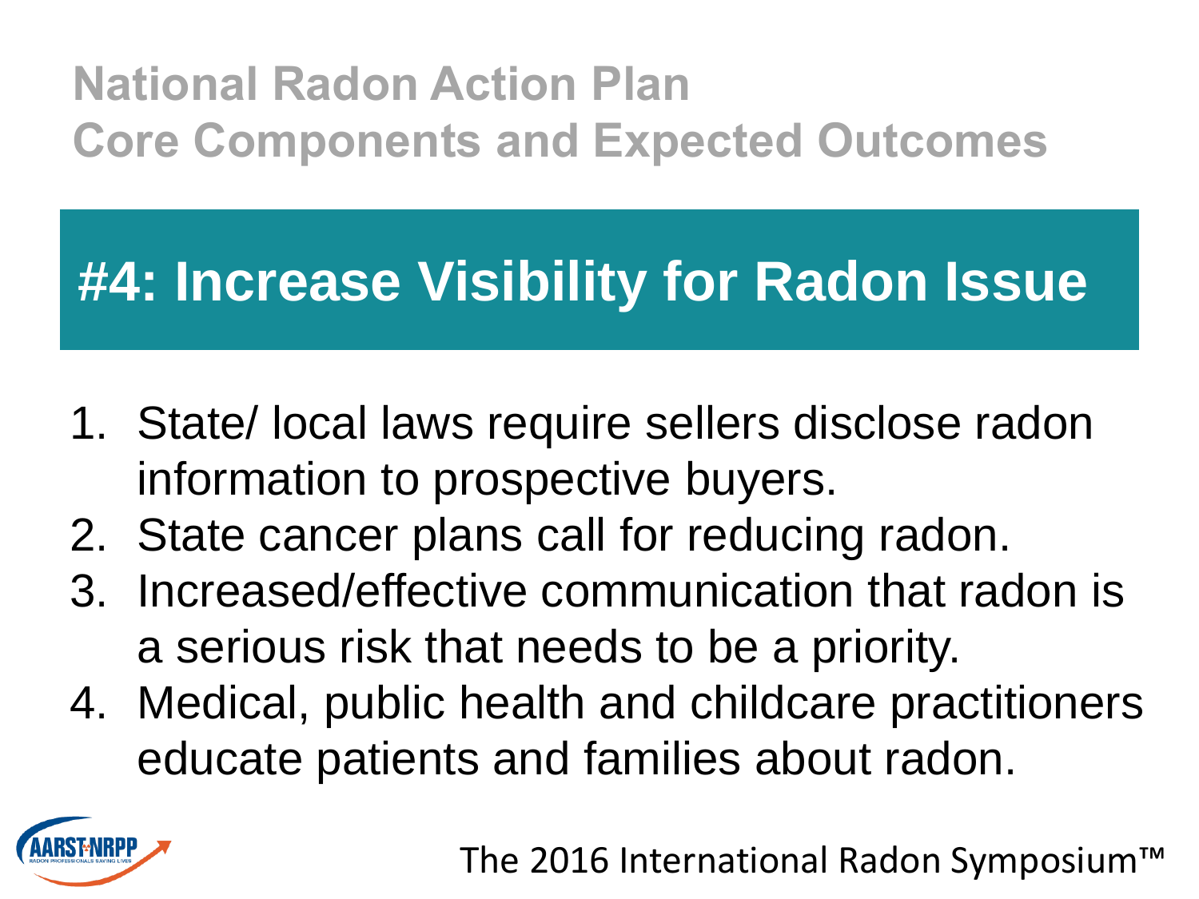# National Radon Action Plan
# Core Components and Expected Outcomes

## #4: Increase Visibility for Radon Issue

1. State/ local laws require sellers disclose radon information to prospective buyers.
2. State cancer plans call for reducing radon.
3. Increased/effective communication that radon is a serious risk that needs to be a priority.
4. Medical, public health and childcare practitioners educate patients and families about radon.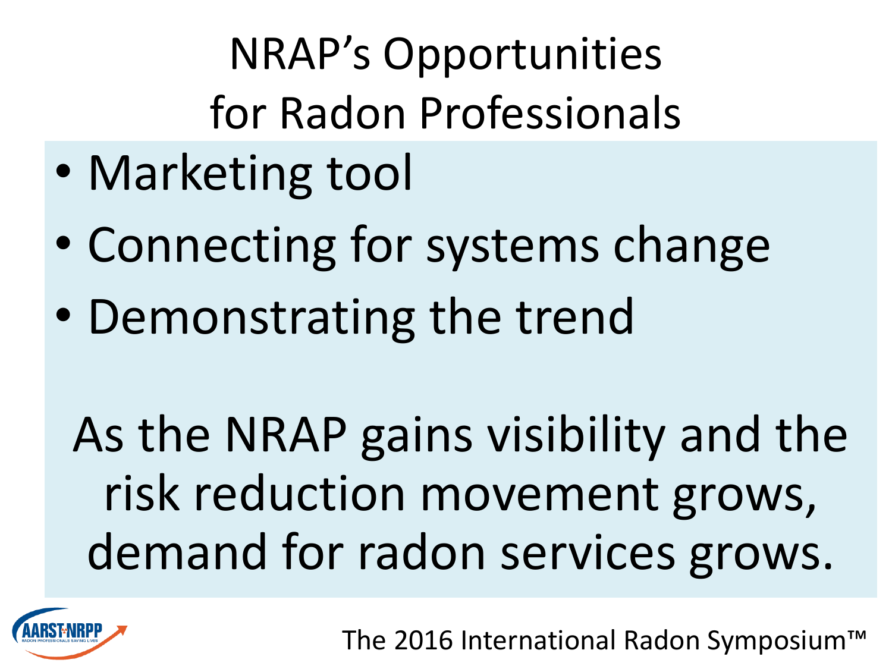# NRAP's Opportunities for Radon Professionals

- Marketing tool
- Connecting for systems change
- Demonstrating the trend

As the NRAP gains visibility and the risk reduction movement grows, demand for radon services grows.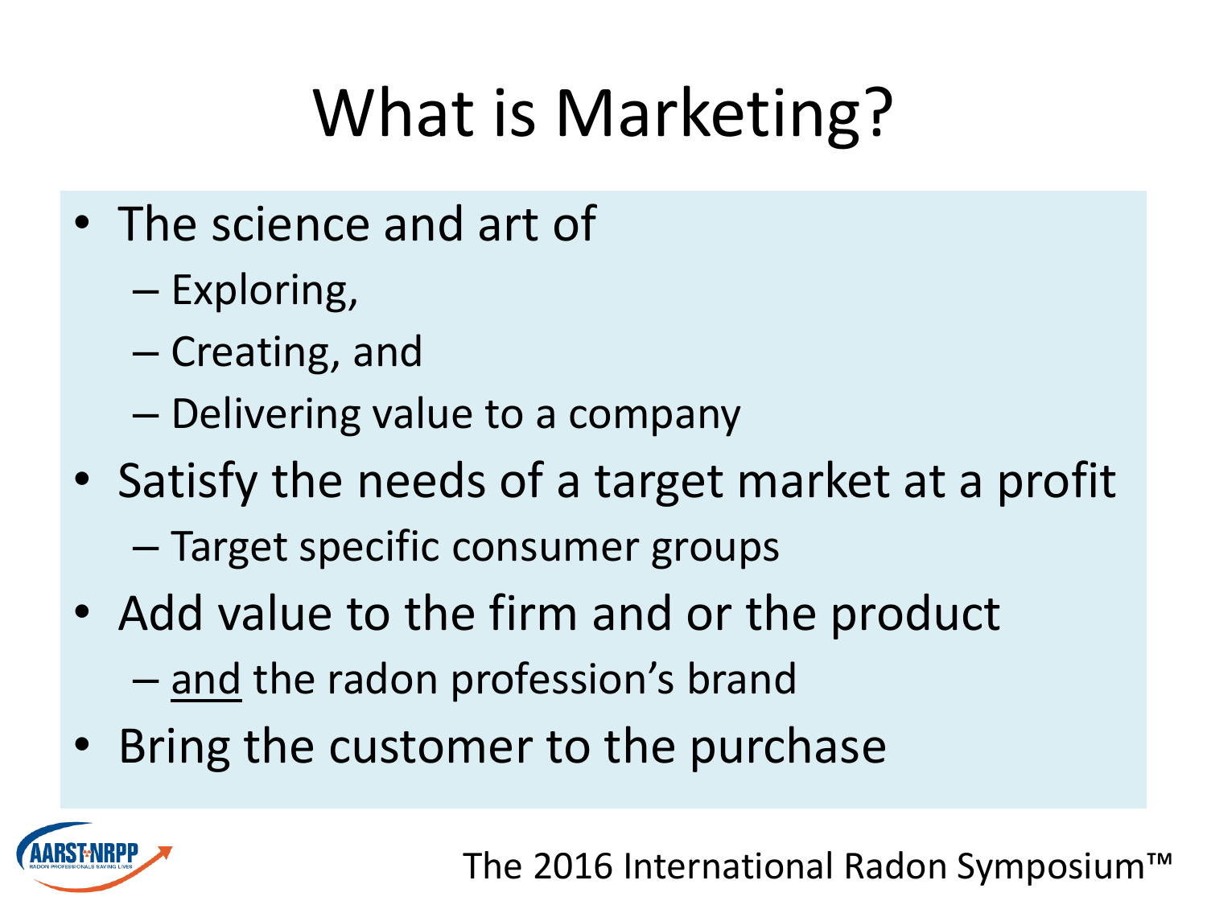# What is Marketing?

- The science and art of
  - Exploring,
  - Creating, and
  - Delivering value to a company
- Satisfy the needs of a target market at a profit
  - Target specific consumer groups
- Add value to the firm and or the product
  - <u>and</u> the radon profession's brand
- Bring the customer to the purchase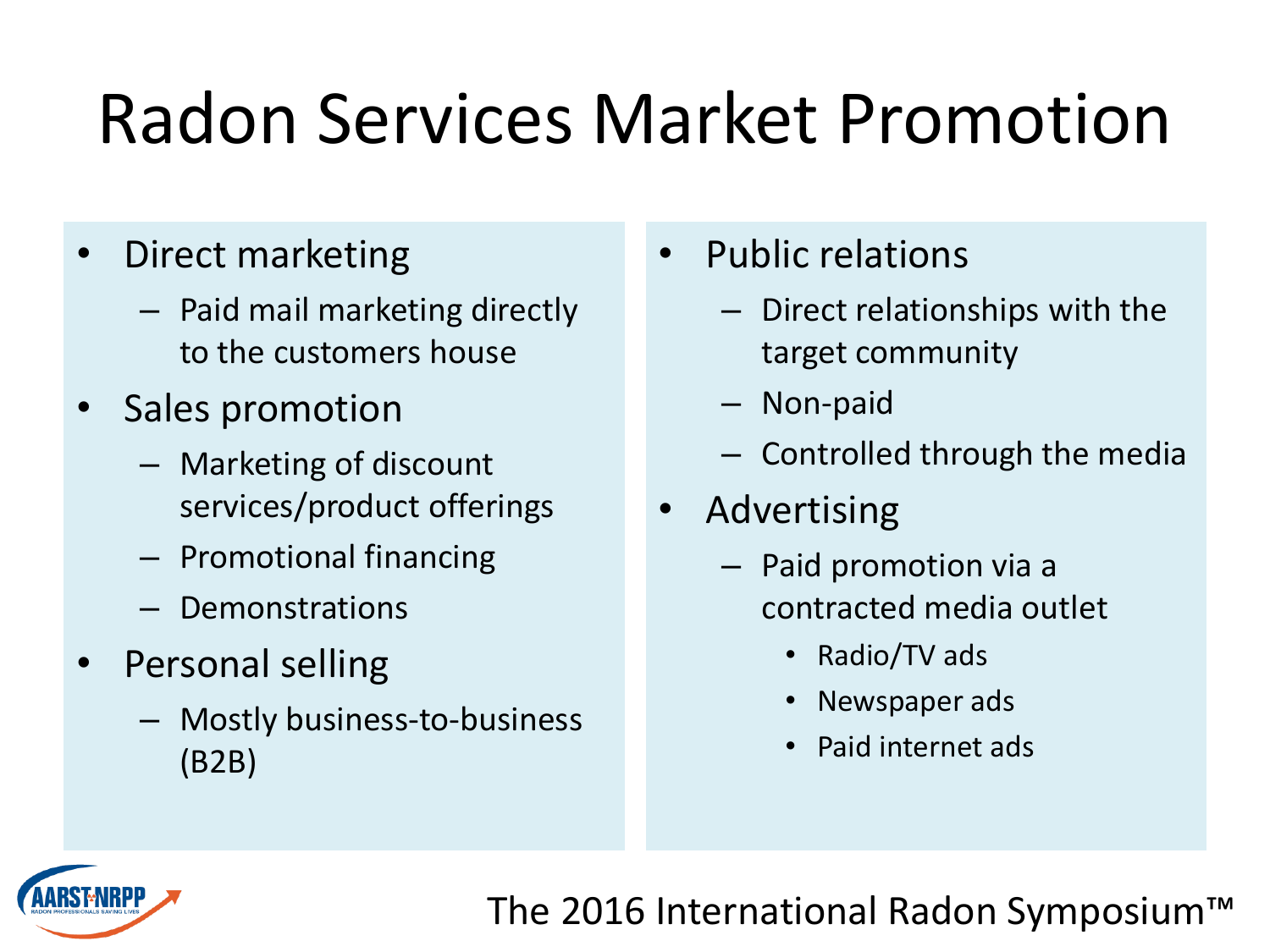# Radon Services Market Promotion

- Direct marketing
  - Paid mail marketing directly to the customers house
- Sales promotion
  - Marketing of discount services/product offerings
  - Promotional financing
  - Demonstrations
- Personal selling
  - Mostly business-to-business (B2B)
- Public relations
  - Direct relationships with the target community
  - Non-paid
  - Controlled through the media
- Advertising
  - Paid promotion via a contracted media outlet
    - Radio/TV ads
    - Newspaper ads
    - Paid internet ads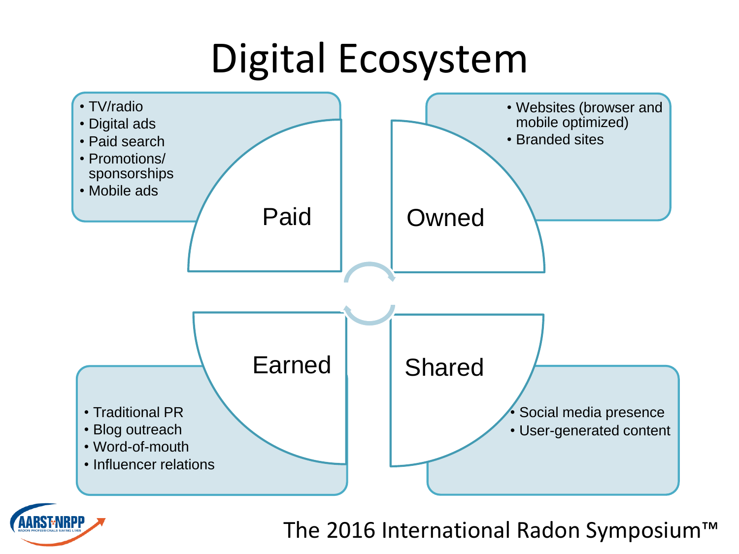# Digital Ecosystem

## Paid

- TV/radio
- Digital ads
- Paid search
- Promotions/ sponsorships
- Mobile ads

## Owned

- Websites (browser and mobile optimized)
- Branded sites

## Earned

- Traditional PR
- Blog outreach
- Word-of-mouth
- Influencer relations

## Shared

- Social media presence
- User-generated content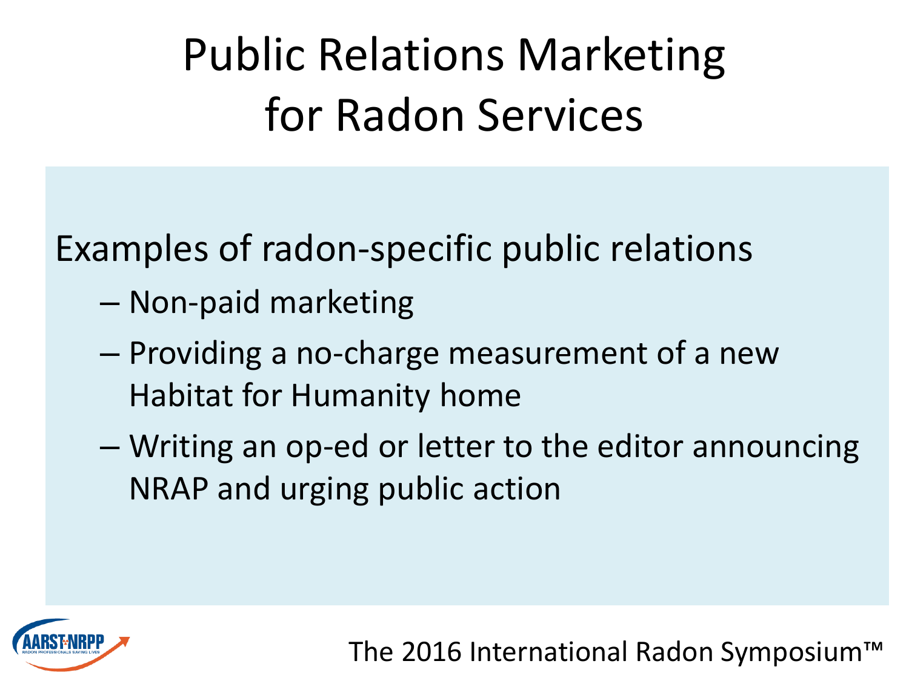# Public Relations Marketing for Radon Services

Examples of radon-specific public relations

- Non-paid marketing
- Providing a no-charge measurement of a new Habitat for Humanity home
- Writing an op-ed or letter to the editor announcing NRAP and urging public action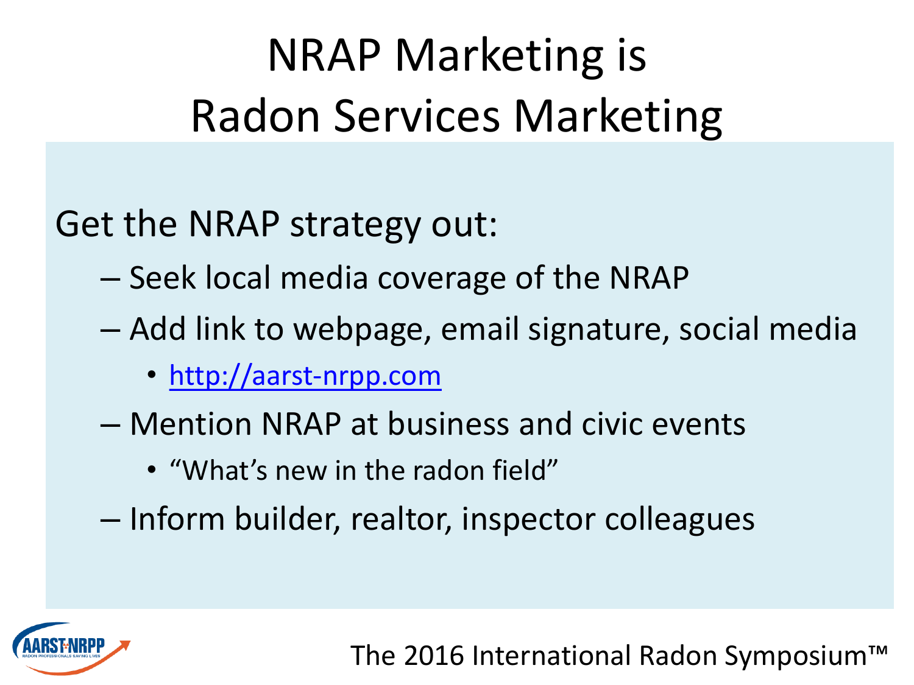# NRAP Marketing is Radon Services Marketing

Get the NRAP strategy out:

- Seek local media coverage of the NRAP
- Add link to webpage, email signature, social media
  - http://aarst-nrpp.com
- Mention NRAP at business and civic events
  - "What's new in the radon field"
- Inform builder, realtor, inspector colleagues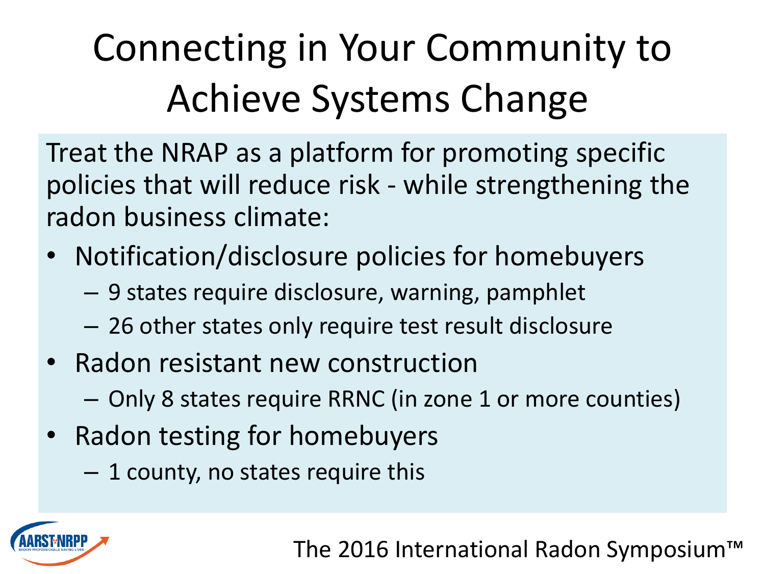# Connecting in Your Community to Achieve Systems Change

Treat the NRAP as a platform for promoting specific policies that will reduce risk - while strengthening the radon business climate:

- Notification/disclosure policies for homebuyers
  - 9 states require disclosure, warning, pamphlet
  - 26 other states only require test result disclosure
- Radon resistant new construction
  - Only 8 states require RRNC (in zone 1 or more counties)
- Radon testing for homebuyers
  - 1 county, no states require this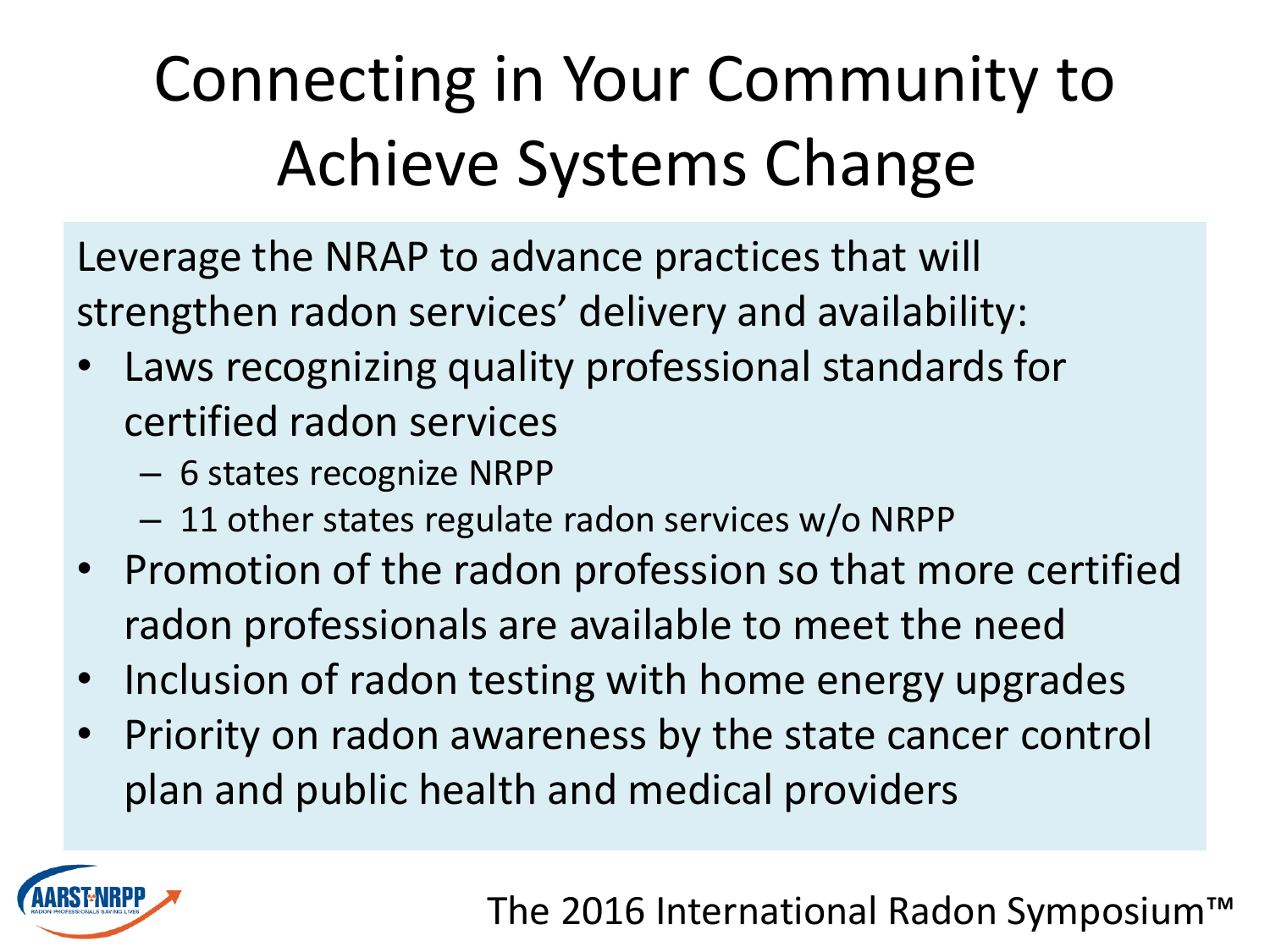# Connecting in Your Community to Achieve Systems Change

Leverage the NRAP to advance practices that will strengthen radon services' delivery and availability:

- Laws recognizing quality professional standards for certified radon services
  - 6 states recognize NRPP
  - 11 other states regulate radon services w/o NRPP
- Promotion of the radon profession so that more certified radon professionals are available to meet the need
- Inclusion of radon testing with home energy upgrades
- Priority on radon awareness by the state cancer control plan and public health and medical providers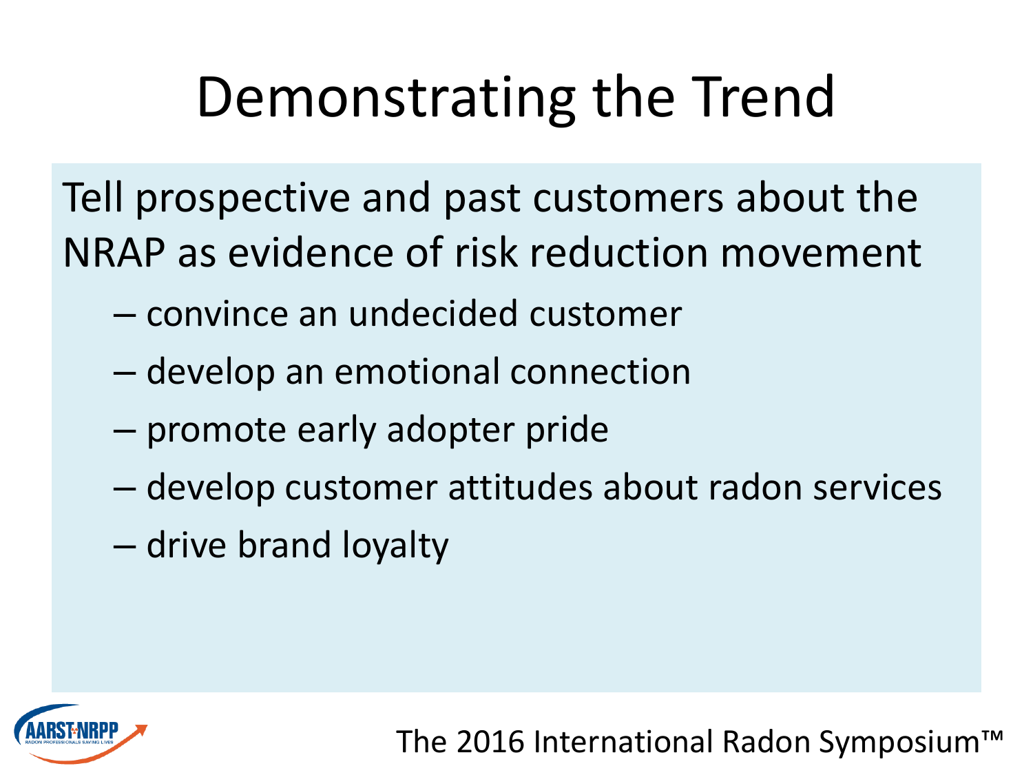# Demonstrating the Trend

Tell prospective and past customers about the NRAP as evidence of risk reduction movement

- convince an undecided customer
- develop an emotional connection
- promote early adopter pride
- develop customer attitudes about radon services
- drive brand loyalty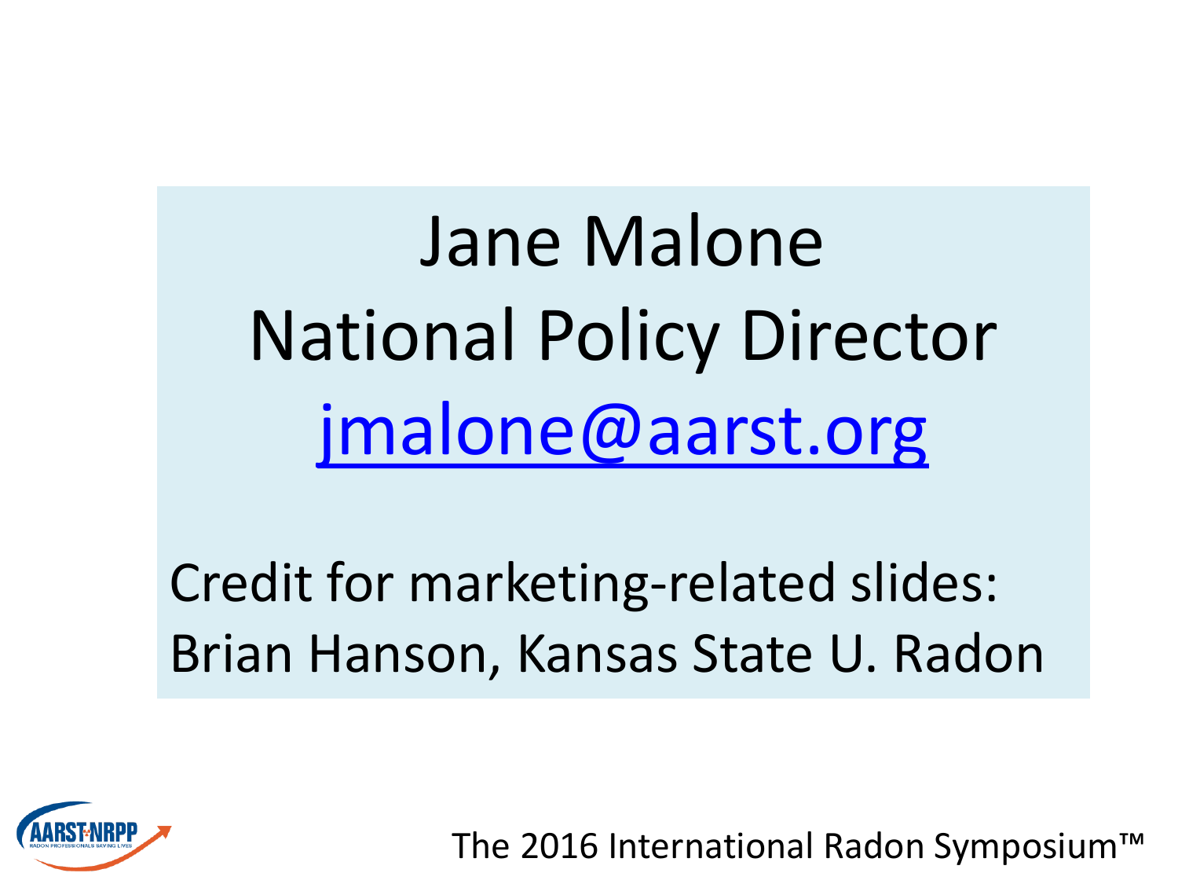Jane Malone
National Policy Director
jmalone@aarst.org

Credit for marketing-related slides:
Brian Hanson, Kansas State U. Radon